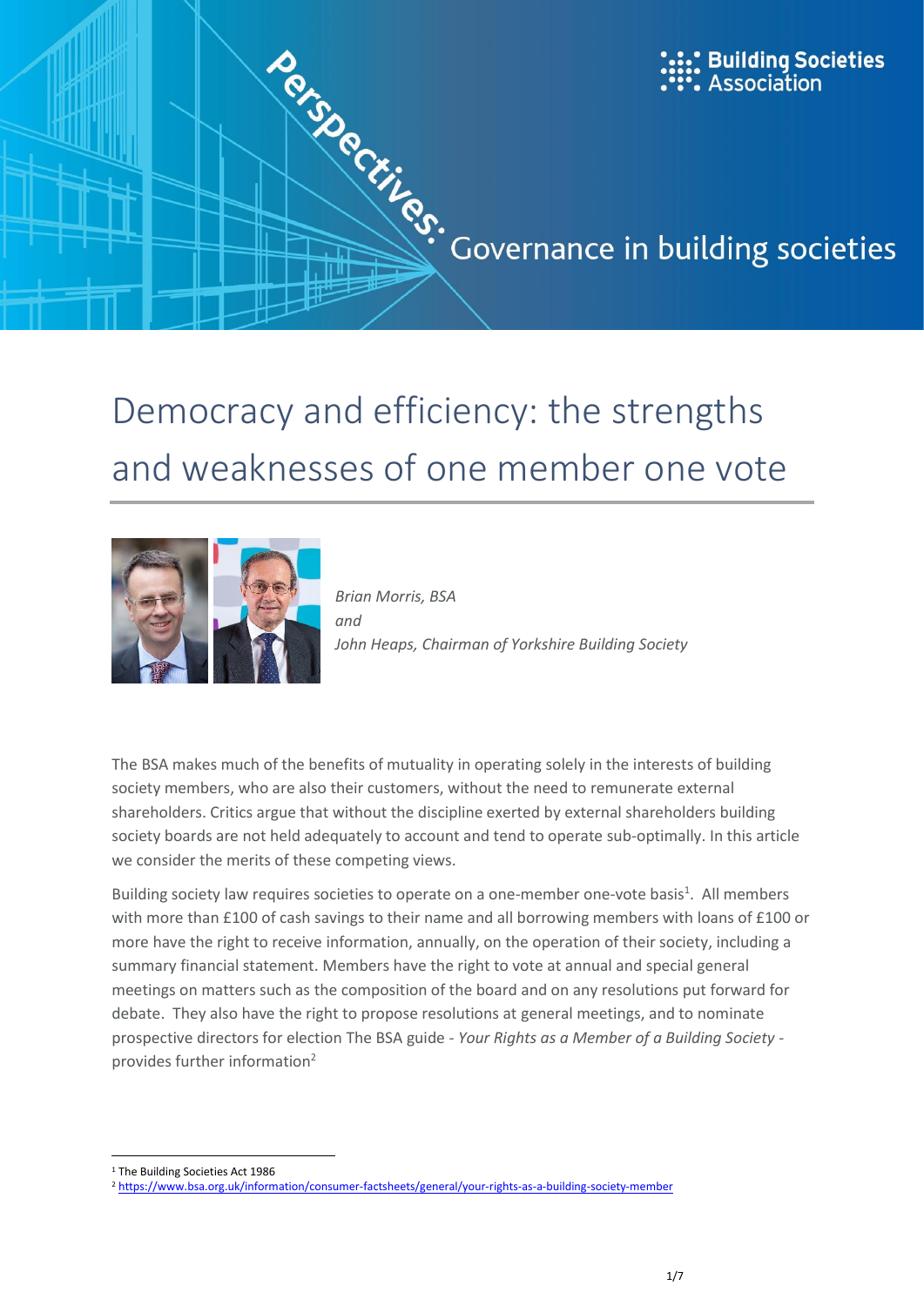Perspectives: Governance in building societies

Building Societies Association

# Democracy and efficiency: the strengths and weaknesses of one member one vote

*Brian Morris, BSA*
*and*
*John Heaps, Chairman of Yorkshire Building Society*

The BSA makes much of the benefits of mutuality in operating solely in the interests of building society members, who are also their customers, without the need to remunerate external shareholders. Critics argue that without the discipline exerted by external shareholders building society boards are not held adequately to account and tend to operate sub-optimally. In this article we consider the merits of these competing views.

Building society law requires societies to operate on a one-member one-vote basis[1]. All members with more than £100 of cash savings to their name and all borrowing members with loans of £100 or more have the right to receive information, annually, on the operation of their society, including a summary financial statement. Members have the right to vote at annual and special general meetings on matters such as the composition of the board and on any resolutions put forward for debate. They also have the right to propose resolutions at general meetings, and to nominate prospective directors for election The BSA guide - *Your Rights as a Member of a Building Society* - provides further information[2]

[1] The Building Societies Act 1986

[2] https://www.bsa.org.uk/information/consumer-factsheets/general/your-rights-as-a-building-society-member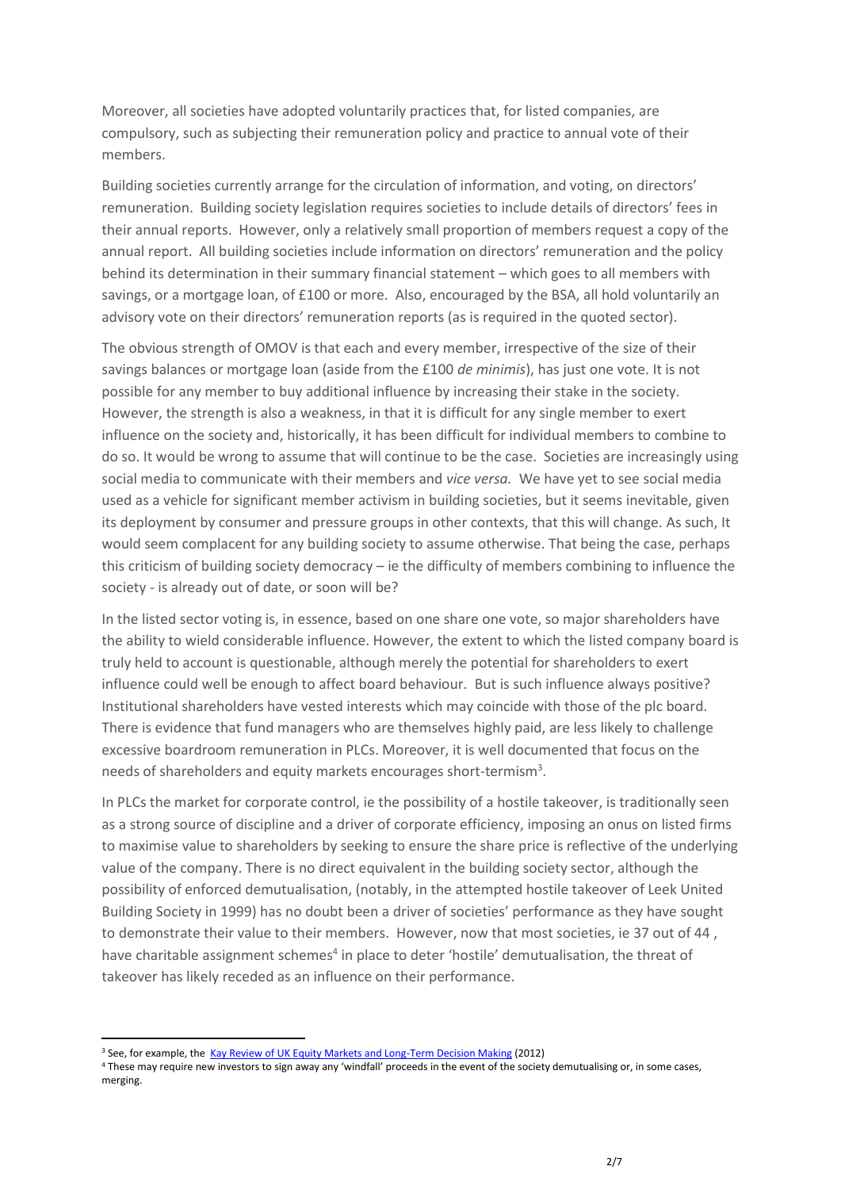Moreover, all societies have adopted voluntarily practices that, for listed companies, are compulsory, such as subjecting their remuneration policy and practice to annual vote of their members.

Building societies currently arrange for the circulation of information, and voting, on directors' remuneration. Building society legislation requires societies to include details of directors' fees in their annual reports. However, only a relatively small proportion of members request a copy of the annual report. All building societies include information on directors' remuneration and the policy behind its determination in their summary financial statement – which goes to all members with savings, or a mortgage loan, of £100 or more. Also, encouraged by the BSA, all hold voluntarily an advisory vote on their directors' remuneration reports (as is required in the quoted sector).

The obvious strength of OMOV is that each and every member, irrespective of the size of their savings balances or mortgage loan (aside from the £100 *de minimis*), has just one vote. It is not possible for any member to buy additional influence by increasing their stake in the society. However, the strength is also a weakness, in that it is difficult for any single member to exert influence on the society and, historically, it has been difficult for individual members to combine to do so. It would be wrong to assume that will continue to be the case. Societies are increasingly using social media to communicate with their members and *vice versa*. We have yet to see social media used as a vehicle for significant member activism in building societies, but it seems inevitable, given its deployment by consumer and pressure groups in other contexts, that this will change. As such, It would seem complacent for any building society to assume otherwise. That being the case, perhaps this criticism of building society democracy – ie the difficulty of members combining to influence the society - is already out of date, or soon will be?

In the listed sector voting is, in essence, based on one share one vote, so major shareholders have the ability to wield considerable influence. However, the extent to which the listed company board is truly held to account is questionable, although merely the potential for shareholders to exert influence could well be enough to affect board behaviour. But is such influence always positive? Institutional shareholders have vested interests which may coincide with those of the plc board. There is evidence that fund managers who are themselves highly paid, are less likely to challenge excessive boardroom remuneration in PLCs. Moreover, it is well documented that focus on the needs of shareholders and equity markets encourages short-termism[3].

In PLCs the market for corporate control, ie the possibility of a hostile takeover, is traditionally seen as a strong source of discipline and a driver of corporate efficiency, imposing an onus on listed firms to maximise value to shareholders by seeking to ensure the share price is reflective of the underlying value of the company. There is no direct equivalent in the building society sector, although the possibility of enforced demutualisation, (notably, in the attempted hostile takeover of Leek United Building Society in 1999) has no doubt been a driver of societies' performance as they have sought to demonstrate their value to their members. However, now that most societies, ie 37 out of 44 , have charitable assignment schemes[4] in place to deter 'hostile' demutualisation, the threat of takeover has likely receded as an influence on their performance.

---

[3] See, for example, the Kay Review of UK Equity Markets and Long-Term Decision Making (2012)

[4] These may require new investors to sign away any 'windfall' proceeds in the event of the society demutualising or, in some cases, merging.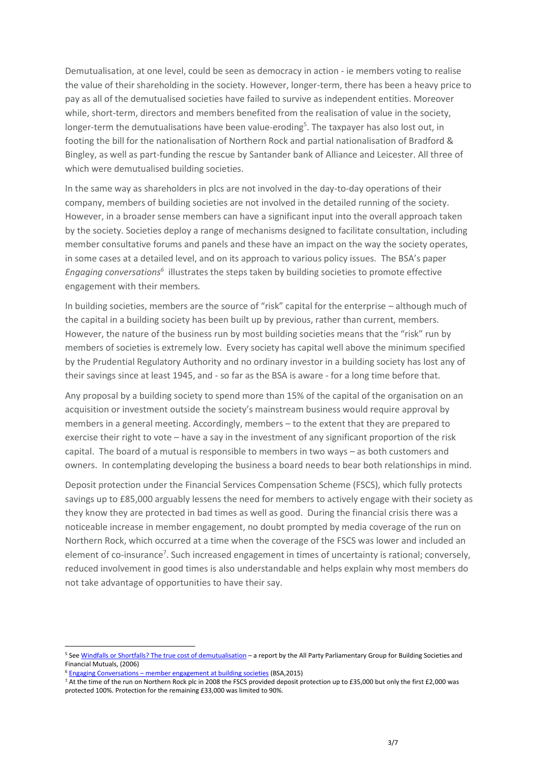Demutualisation, at one level, could be seen as democracy in action - ie members voting to realise the value of their shareholding in the society. However, longer-term, there has been a heavy price to pay as all of the demutualised societies have failed to survive as independent entities. Moreover while, short-term, directors and members benefited from the realisation of value in the society, longer-term the demutualisations have been value-eroding[5]. The taxpayer has also lost out, in footing the bill for the nationalisation of Northern Rock and partial nationalisation of Bradford & Bingley, as well as part-funding the rescue by Santander bank of Alliance and Leicester. All three of which were demutualised building societies.

In the same way as shareholders in plcs are not involved in the day-to-day operations of their company, members of building societies are not involved in the detailed running of the society. However, in a broader sense members can have a significant input into the overall approach taken by the society. Societies deploy a range of mechanisms designed to facilitate consultation, including member consultative forums and panels and these have an impact on the way the society operates, in some cases at a detailed level, and on its approach to various policy issues. The BSA's paper *Engaging conversations*[6] illustrates the steps taken by building societies to promote effective engagement with their members.

In building societies, members are the source of "risk" capital for the enterprise – although much of the capital in a building society has been built up by previous, rather than current, members. However, the nature of the business run by most building societies means that the "risk" run by members of societies is extremely low. Every society has capital well above the minimum specified by the Prudential Regulatory Authority and no ordinary investor in a building society has lost any of their savings since at least 1945, and - so far as the BSA is aware - for a long time before that.

Any proposal by a building society to spend more than 15% of the capital of the organisation on an acquisition or investment outside the society's mainstream business would require approval by members in a general meeting. Accordingly, members – to the extent that they are prepared to exercise their right to vote – have a say in the investment of any significant proportion of the risk capital. The board of a mutual is responsible to members in two ways – as both customers and owners. In contemplating developing the business a board needs to bear both relationships in mind.

Deposit protection under the Financial Services Compensation Scheme (FSCS), which fully protects savings up to £85,000 arguably lessens the need for members to actively engage with their society as they know they are protected in bad times as well as good. During the financial crisis there was a noticeable increase in member engagement, no doubt prompted by media coverage of the run on Northern Rock, which occurred at a time when the coverage of the FSCS was lower and included an element of co-insurance[7]. Such increased engagement in times of uncertainty is rational; conversely, reduced involvement in good times is also understandable and helps explain why most members do not take advantage of opportunities to have their say.

---

[5] See Windfalls or Shortfalls? The true cost of demutualisation – a report by the All Party Parliamentary Group for Building Societies and Financial Mutuals, (2006)

[6] Engaging Conversations – member engagement at building societies (BSA,2015)

[7] At the time of the run on Northern Rock plc in 2008 the FSCS provided deposit protection up to £35,000 but only the first £2,000 was protected 100%. Protection for the remaining £33,000 was limited to 90%.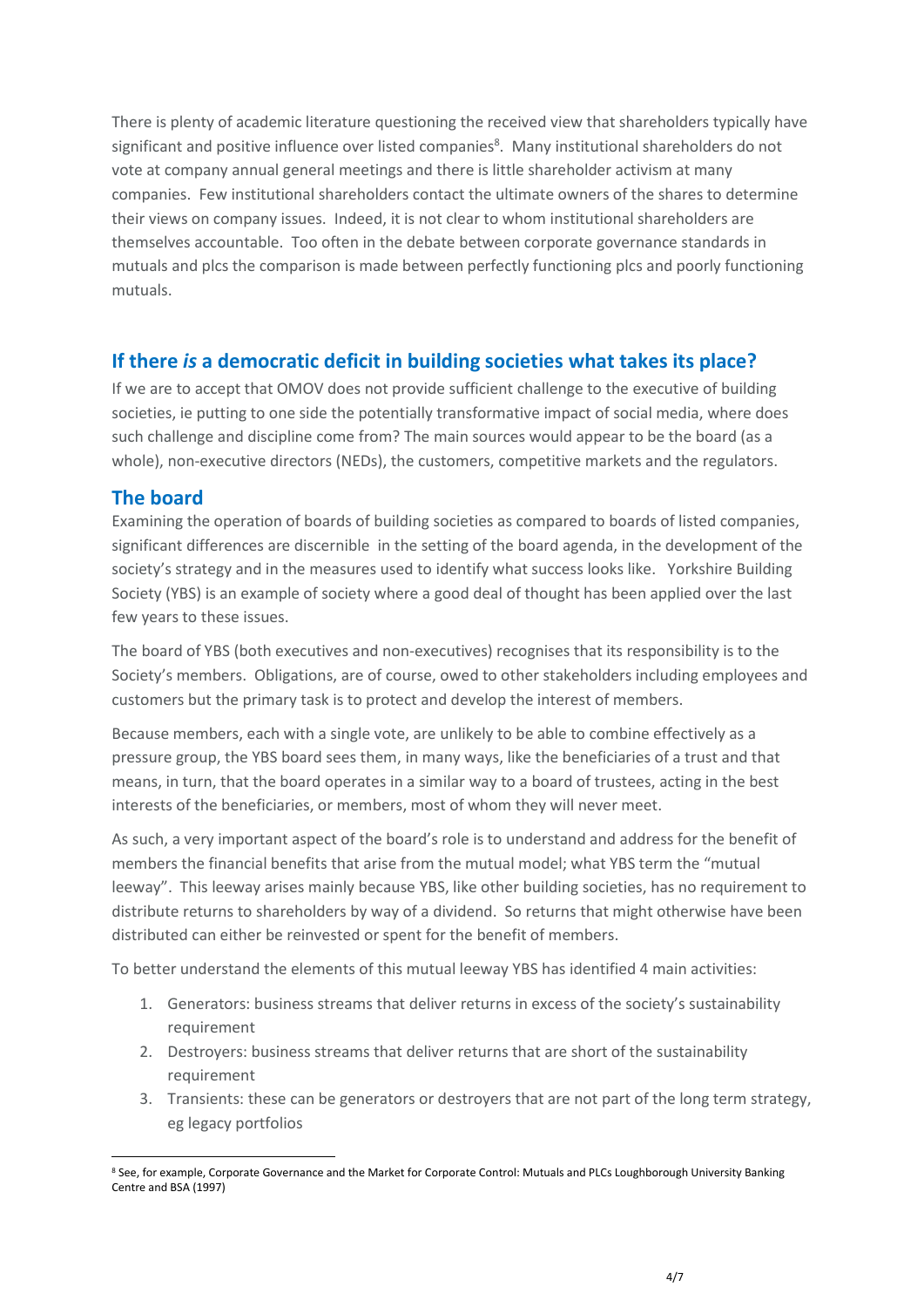There is plenty of academic literature questioning the received view that shareholders typically have significant and positive influence over listed companies[8]. Many institutional shareholders do not vote at company annual general meetings and there is little shareholder activism at many companies. Few institutional shareholders contact the ultimate owners of the shares to determine their views on company issues. Indeed, it is not clear to whom institutional shareholders are themselves accountable. Too often in the debate between corporate governance standards in mutuals and plcs the comparison is made between perfectly functioning plcs and poorly functioning mutuals.

## If there *is* a democratic deficit in building societies what takes its place?

If we are to accept that OMOV does not provide sufficient challenge to the executive of building societies, ie putting to one side the potentially transformative impact of social media, where does such challenge and discipline come from? The main sources would appear to be the board (as a whole), non-executive directors (NEDs), the customers, competitive markets and the regulators.

## The board

Examining the operation of boards of building societies as compared to boards of listed companies, significant differences are discernible in the setting of the board agenda, in the development of the society's strategy and in the measures used to identify what success looks like. Yorkshire Building Society (YBS) is an example of society where a good deal of thought has been applied over the last few years to these issues.

The board of YBS (both executives and non-executives) recognises that its responsibility is to the Society's members. Obligations, are of course, owed to other stakeholders including employees and customers but the primary task is to protect and develop the interest of members.

Because members, each with a single vote, are unlikely to be able to combine effectively as a pressure group, the YBS board sees them, in many ways, like the beneficiaries of a trust and that means, in turn, that the board operates in a similar way to a board of trustees, acting in the best interests of the beneficiaries, or members, most of whom they will never meet.

As such, a very important aspect of the board's role is to understand and address for the benefit of members the financial benefits that arise from the mutual model; what YBS term the "mutual leeway". This leeway arises mainly because YBS, like other building societies, has no requirement to distribute returns to shareholders by way of a dividend. So returns that might otherwise have been distributed can either be reinvested or spent for the benefit of members.

To better understand the elements of this mutual leeway YBS has identified 4 main activities:

1. Generators: business streams that deliver returns in excess of the society's sustainability requirement
2. Destroyers: business streams that deliver returns that are short of the sustainability requirement
3. Transients: these can be generators or destroyers that are not part of the long term strategy, eg legacy portfolios

[8] See, for example, Corporate Governance and the Market for Corporate Control: Mutuals and PLCs Loughborough University Banking Centre and BSA (1997)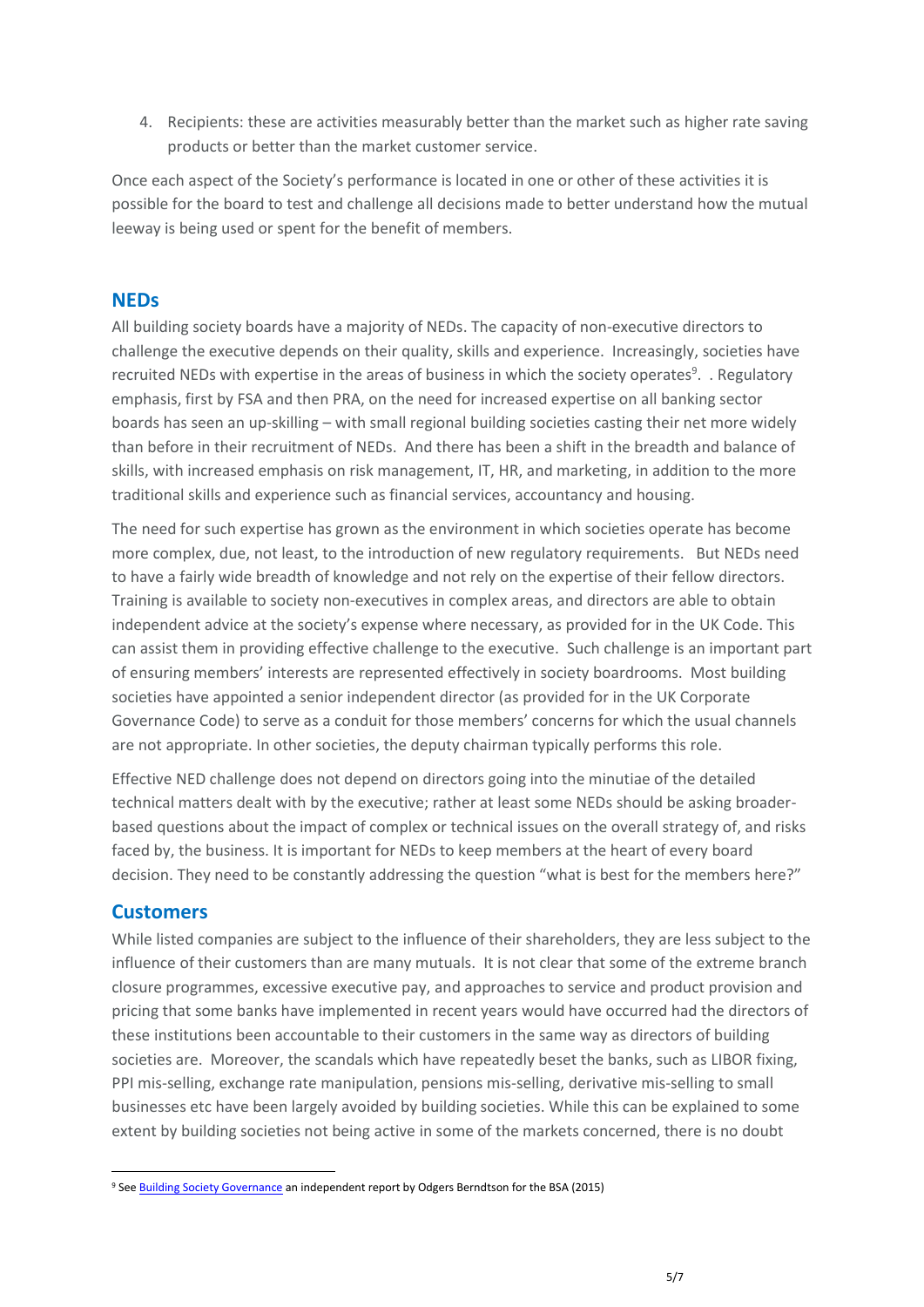4. Recipients: these are activities measurably better than the market such as higher rate saving products or better than the market customer service.

Once each aspect of the Society's performance is located in one or other of these activities it is possible for the board to test and challenge all decisions made to better understand how the mutual leeway is being used or spent for the benefit of members.

## NEDs

All building society boards have a majority of NEDs. The capacity of non-executive directors to challenge the executive depends on their quality, skills and experience. Increasingly, societies have recruited NEDs with expertise in the areas of business in which the society operates[9]. . Regulatory emphasis, first by FSA and then PRA, on the need for increased expertise on all banking sector boards has seen an up-skilling – with small regional building societies casting their net more widely than before in their recruitment of NEDs. And there has been a shift in the breadth and balance of skills, with increased emphasis on risk management, IT, HR, and marketing, in addition to the more traditional skills and experience such as financial services, accountancy and housing.

The need for such expertise has grown as the environment in which societies operate has become more complex, due, not least, to the introduction of new regulatory requirements. But NEDs need to have a fairly wide breadth of knowledge and not rely on the expertise of their fellow directors. Training is available to society non-executives in complex areas, and directors are able to obtain independent advice at the society's expense where necessary, as provided for in the UK Code. This can assist them in providing effective challenge to the executive. Such challenge is an important part of ensuring members' interests are represented effectively in society boardrooms. Most building societies have appointed a senior independent director (as provided for in the UK Corporate Governance Code) to serve as a conduit for those members' concerns for which the usual channels are not appropriate. In other societies, the deputy chairman typically performs this role.

Effective NED challenge does not depend on directors going into the minutiae of the detailed technical matters dealt with by the executive; rather at least some NEDs should be asking broader-based questions about the impact of complex or technical issues on the overall strategy of, and risks faced by, the business. It is important for NEDs to keep members at the heart of every board decision. They need to be constantly addressing the question "what is best for the members here?"

## Customers

While listed companies are subject to the influence of their shareholders, they are less subject to the influence of their customers than are many mutuals. It is not clear that some of the extreme branch closure programmes, excessive executive pay, and approaches to service and product provision and pricing that some banks have implemented in recent years would have occurred had the directors of these institutions been accountable to their customers in the same way as directors of building societies are. Moreover, the scandals which have repeatedly beset the banks, such as LIBOR fixing, PPI mis-selling, exchange rate manipulation, pensions mis-selling, derivative mis-selling to small businesses etc have been largely avoided by building societies. While this can be explained to some extent by building societies not being active in some of the markets concerned, there is no doubt

---

[9] See Building Society Governance an independent report by Odgers Berndtson for the BSA (2015)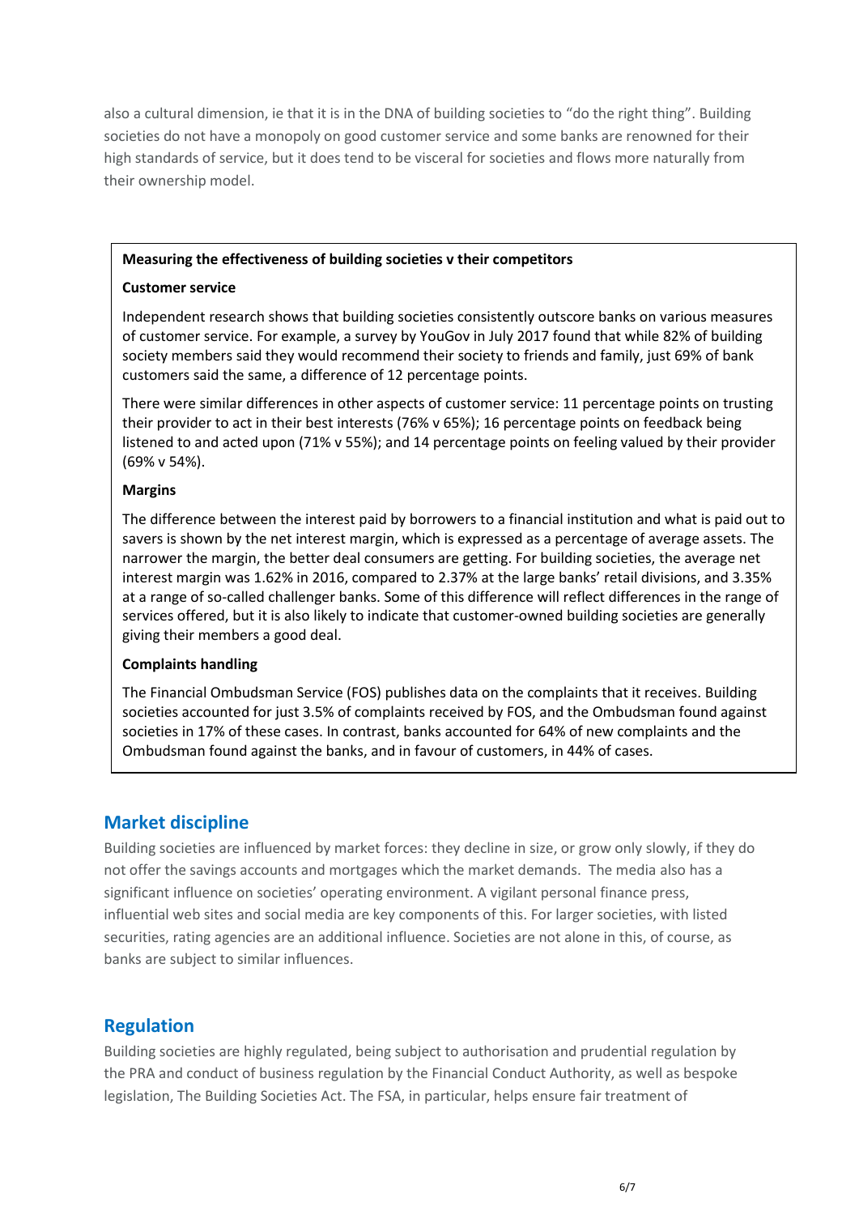also a cultural dimension, ie that it is in the DNA of building societies to "do the right thing". Building societies do not have a monopoly on good customer service and some banks are renowned for their high standards of service, but it does tend to be visceral for societies and flows more naturally from their ownership model.

**Measuring the effectiveness of building societies v their competitors**

**Customer service**

Independent research shows that building societies consistently outscore banks on various measures of customer service. For example, a survey by YouGov in July 2017 found that while 82% of building society members said they would recommend their society to friends and family, just 69% of bank customers said the same, a difference of 12 percentage points.

There were similar differences in other aspects of customer service: 11 percentage points on trusting their provider to act in their best interests (76% v 65%); 16 percentage points on feedback being listened to and acted upon (71% v 55%); and 14 percentage points on feeling valued by their provider (69% v 54%).

**Margins**

The difference between the interest paid by borrowers to a financial institution and what is paid out to savers is shown by the net interest margin, which is expressed as a percentage of average assets. The narrower the margin, the better deal consumers are getting. For building societies, the average net interest margin was 1.62% in 2016, compared to 2.37% at the large banks' retail divisions, and 3.35% at a range of so-called challenger banks. Some of this difference will reflect differences in the range of services offered, but it is also likely to indicate that customer-owned building societies are generally giving their members a good deal.

**Complaints handling**

The Financial Ombudsman Service (FOS) publishes data on the complaints that it receives. Building societies accounted for just 3.5% of complaints received by FOS, and the Ombudsman found against societies in 17% of these cases. In contrast, banks accounted for 64% of new complaints and the Ombudsman found against the banks, and in favour of customers, in 44% of cases.

## Market discipline

Building societies are influenced by market forces: they decline in size, or grow only slowly, if they do not offer the savings accounts and mortgages which the market demands. The media also has a significant influence on societies' operating environment. A vigilant personal finance press, influential web sites and social media are key components of this. For larger societies, with listed securities, rating agencies are an additional influence. Societies are not alone in this, of course, as banks are subject to similar influences.

## Regulation

Building societies are highly regulated, being subject to authorisation and prudential regulation by the PRA and conduct of business regulation by the Financial Conduct Authority, as well as bespoke legislation, The Building Societies Act. The FSA, in particular, helps ensure fair treatment of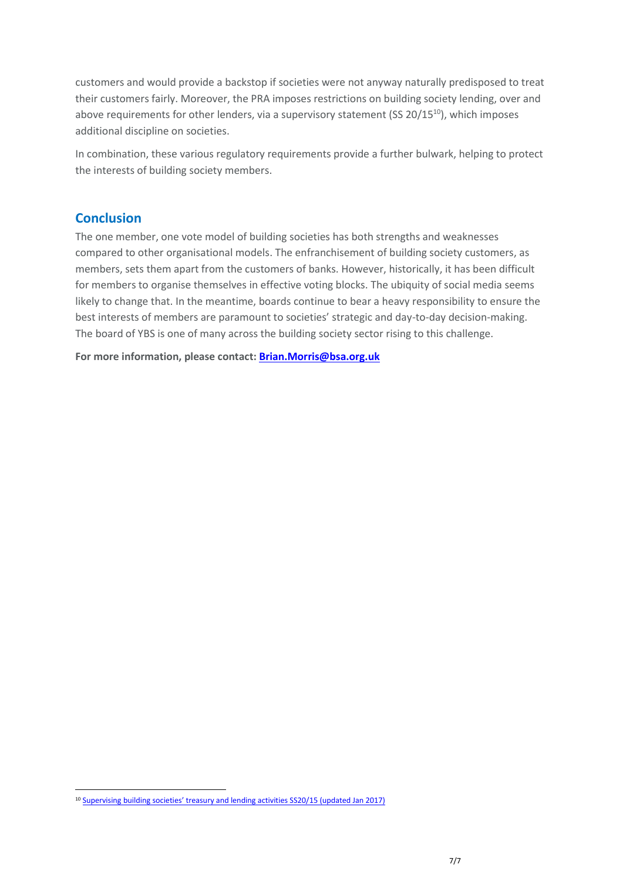customers and would provide a backstop if societies were not anyway naturally predisposed to treat their customers fairly. Moreover, the PRA imposes restrictions on building society lending, over and above requirements for other lenders, via a supervisory statement (SS 20/15[10]), which imposes additional discipline on societies.

In combination, these various regulatory requirements provide a further bulwark, helping to protect the interests of building society members.

## Conclusion

The one member, one vote model of building societies has both strengths and weaknesses compared to other organisational models. The enfranchisement of building society customers, as members, sets them apart from the customers of banks. However, historically, it has been difficult for members to organise themselves in effective voting blocks. The ubiquity of social media seems likely to change that. In the meantime, boards continue to bear a heavy responsibility to ensure the best interests of members are paramount to societies' strategic and day-to-day decision-making. The board of YBS is one of many across the building society sector rising to this challenge.

**For more information, please contact: Brian.Morris@bsa.org.uk**

[10] Supervising building societies' treasury and lending activities SS20/15 (updated Jan 2017)